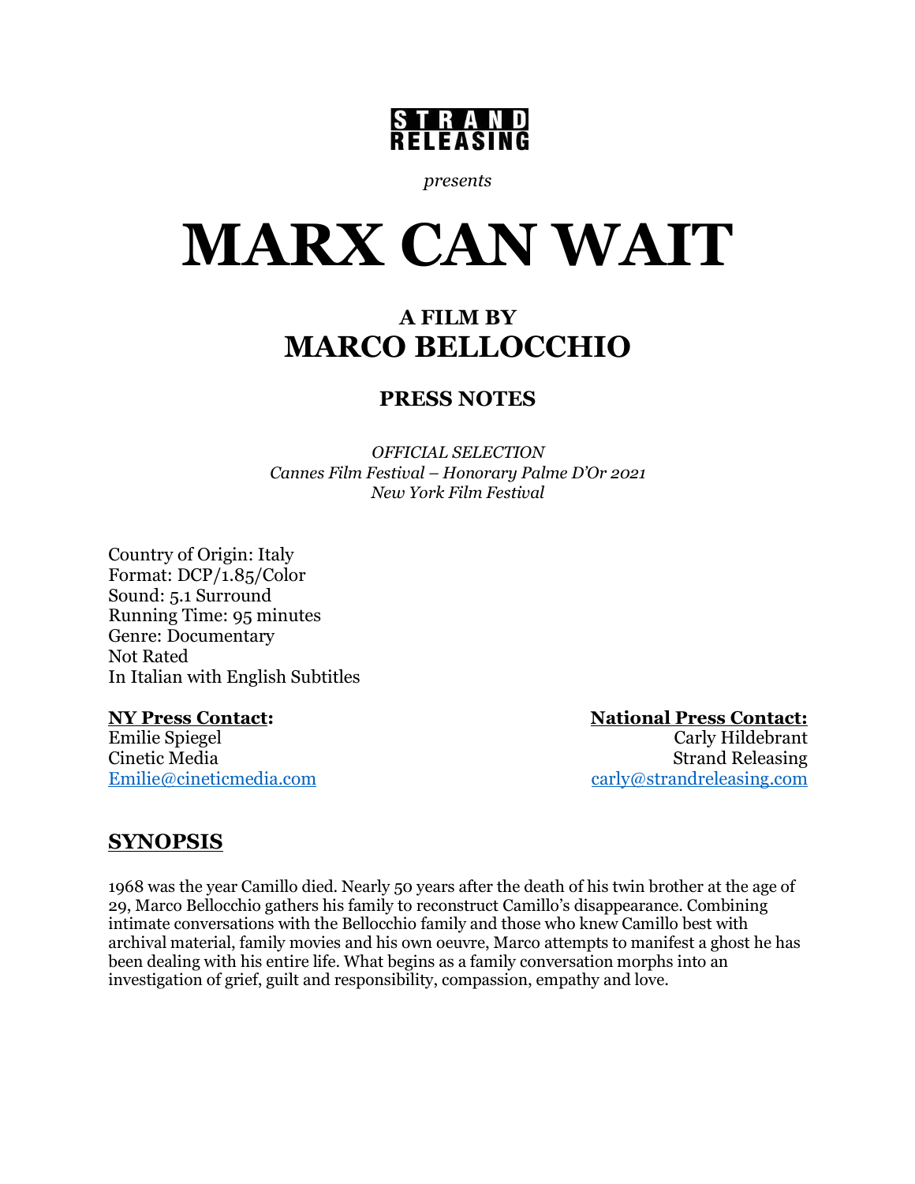**STRAND RELEASING**

*presents*

# MARX CAN WAIT

## A FILM BY
## MARCO BELLOCCHIO

### PRESS NOTES

*OFFICIAL SELECTION*
*Cannes Film Festival – Honorary Palme D'Or 2021*
*New York Film Festival*

Country of Origin: Italy
Format: DCP/1.85/Color
Sound: 5.1 Surround
Running Time: 95 minutes
Genre: Documentary
Not Rated
In Italian with English Subtitles

**NY Press Contact:**
Emilie Spiegel
Cinetic Media
Emilie@cineticmedia.com

**National Press Contact:**
Carly Hildebrant
Strand Releasing
carly@strandreleasing.com

## SYNOPSIS

1968 was the year Camillo died. Nearly 50 years after the death of his twin brother at the age of 29, Marco Bellocchio gathers his family to reconstruct Camillo's disappearance. Combining intimate conversations with the Bellocchio family and those who knew Camillo best with archival material, family movies and his own oeuvre, Marco attempts to manifest a ghost he has been dealing with his entire life. What begins as a family conversation morphs into an investigation of grief, guilt and responsibility, compassion, empathy and love.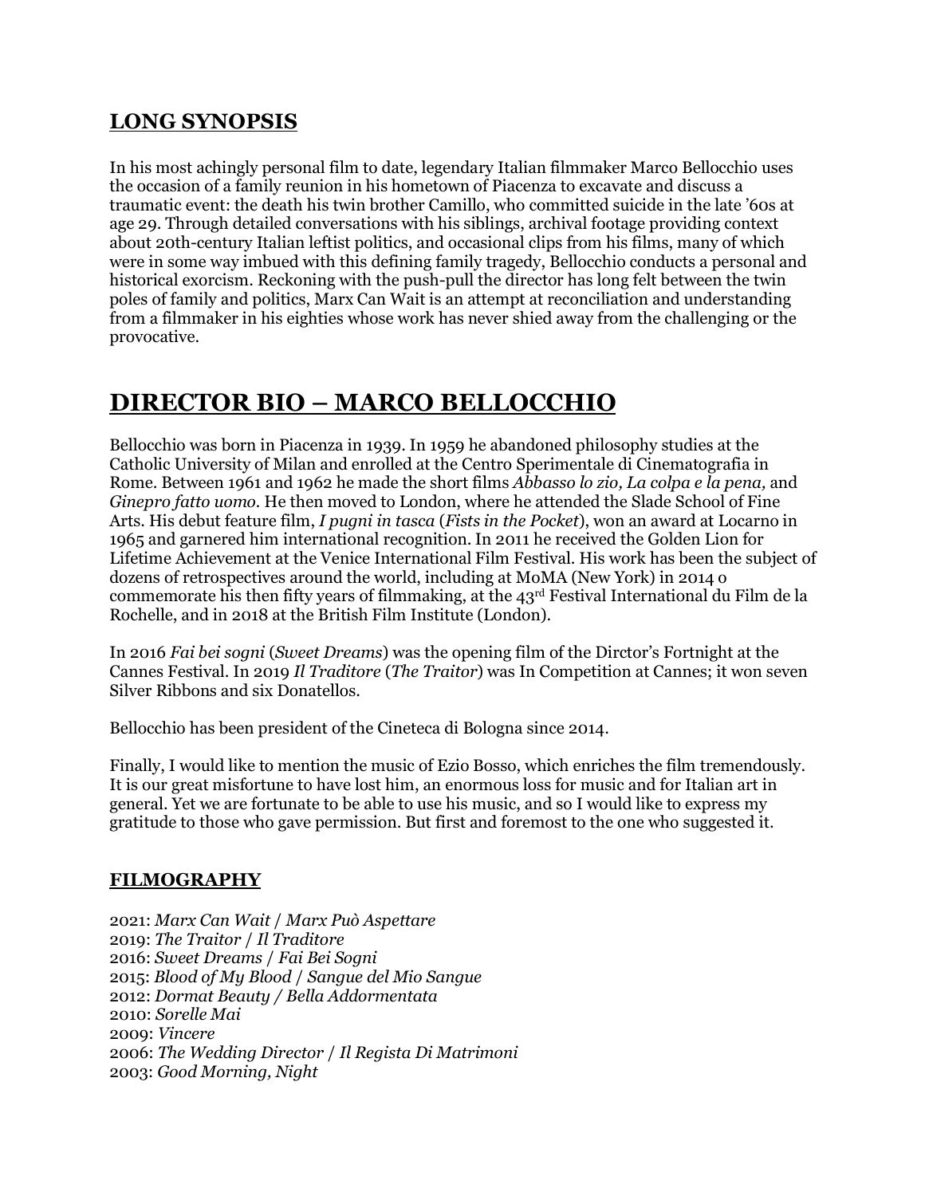## LONG SYNOPSIS

In his most achingly personal film to date, legendary Italian filmmaker Marco Bellocchio uses the occasion of a family reunion in his hometown of Piacenza to excavate and discuss a traumatic event: the death his twin brother Camillo, who committed suicide in the late '60s at age 29. Through detailed conversations with his siblings, archival footage providing context about 20th-century Italian leftist politics, and occasional clips from his films, many of which were in some way imbued with this defining family tragedy, Bellocchio conducts a personal and historical exorcism. Reckoning with the push-pull the director has long felt between the twin poles of family and politics, Marx Can Wait is an attempt at reconciliation and understanding from a filmmaker in his eighties whose work has never shied away from the challenging or the provocative.

# DIRECTOR BIO – MARCO BELLOCCHIO

Bellocchio was born in Piacenza in 1939. In 1959 he abandoned philosophy studies at the Catholic University of Milan and enrolled at the Centro Sperimentale di Cinematografia in Rome. Between 1961 and 1962 he made the short films *Abbasso lo zio, La colpa e la pena,* and *Ginepro fatto uomo.* He then moved to London, where he attended the Slade School of Fine Arts. His debut feature film, *I pugni in tasca* (*Fists in the Pocket*), won an award at Locarno in 1965 and garnered him international recognition. In 2011 he received the Golden Lion for Lifetime Achievement at the Venice International Film Festival. His work has been the subject of dozens of retrospectives around the world, including at MoMA (New York) in 2014 o commemorate his then fifty years of filmmaking, at the 43rd Festival International du Film de la Rochelle, and in 2018 at the British Film Institute (London).

In 2016 *Fai bei sogni* (*Sweet Dreams*) was the opening film of the Dirctor's Fortnight at the Cannes Festival. In 2019 *Il Traditore* (*The Traitor*) was In Competition at Cannes; it won seven Silver Ribbons and six Donatellos.

Bellocchio has been president of the Cineteca di Bologna since 2014.

Finally, I would like to mention the music of Ezio Bosso, which enriches the film tremendously. It is our great misfortune to have lost him, an enormous loss for music and for Italian art in general. Yet we are fortunate to be able to use his music, and so I would like to express my gratitude to those who gave permission. But first and foremost to the one who suggested it.

## FILMOGRAPHY

2021: *Marx Can Wait* / *Marx Può Aspettare*
2019: *The Traitor* / *Il Traditore*
2016: *Sweet Dreams* / *Fai Bei Sogni*
2015: *Blood of My Blood* / *Sangue del Mio Sangue*
2012: *Dormat Beauty / Bella Addormentata*
2010: *Sorelle Mai*
2009: *Vincere*
2006: *The Wedding Director* / *Il Regista Di Matrimoni*
2003: *Good Morning, Night*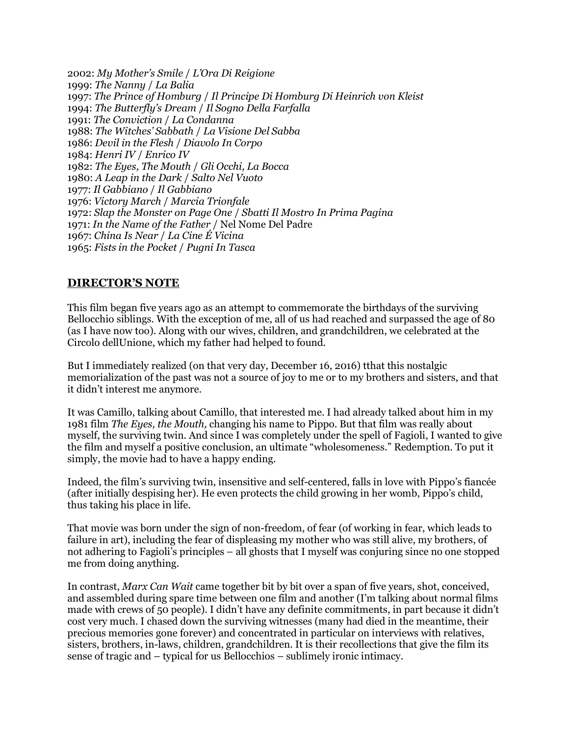2002: *My Mother's Smile* / *L'Ora Di Reigione*
1999: *The Nanny* / *La Balia*
1997: *The Prince of Homburg* / *Il Principe Di Homburg Di Heinrich von Kleist*
1994: *The Butterfly's Dream* / *Il Sogno Della Farfalla*
1991: *The Conviction* / *La Condanna*
1988: *The Witches' Sabbath* / *La Visione Del Sabba*
1986: *Devil in the Flesh* / *Diavolo In Corpo*
1984: *Henri IV* / *Enrico IV*
1982: *The Eyes, The Mouth* / *Gli Occhi, La Bocca*
1980: *A Leap in the Dark* / *Salto Nel Vuoto*
1977: *Il Gabbiano* / *Il Gabbiano*
1976: *Victory March* / *Marcia Trionfale*
1972: *Slap the Monster on Page One* / *Sbatti Il Mostro In Prima Pagina*
1971: *In the Name of the Father* / Nel Nome Del Padre
1967: *China Is Near* / *La Cine É Vicina*
1965: *Fists in the Pocket* / *Pugni In Tasca*

## DIRECTOR'S NOTE

This film began five years ago as an attempt to commemorate the birthdays of the surviving Bellocchio siblings. With the exception of me, all of us had reached and surpassed the age of 80 (as I have now too). Along with our wives, children, and grandchildren, we celebrated at the Circolo dellUnione, which my father had helped to found.

But I immediately realized (on that very day, December 16, 2016) tthat this nostalgic memorialization of the past was not a source of joy to me or to my brothers and sisters, and that it didn't interest me anymore.

It was Camillo, talking about Camillo, that interested me. I had already talked about him in my 1981 film *The Eyes, the Mouth,* changing his name to Pippo. But that film was really about myself, the surviving twin. And since I was completely under the spell of Fagioli, I wanted to give the film and myself a positive conclusion, an ultimate "wholesomeness." Redemption. To put it simply, the movie had to have a happy ending.

Indeed, the film's surviving twin, insensitive and self-centered, falls in love with Pippo's fiancée (after initially despising her). He even protects the child growing in her womb, Pippo's child, thus taking his place in life.

That movie was born under the sign of non-freedom, of fear (of working in fear, which leads to failure in art), including the fear of displeasing my mother who was still alive, my brothers, of not adhering to Fagioli's principles – all ghosts that I myself was conjuring since no one stopped me from doing anything.

In contrast, *Marx Can Wait* came together bit by bit over a span of five years, shot, conceived, and assembled during spare time between one film and another (I'm talking about normal films made with crews of 50 people). I didn't have any definite commitments, in part because it didn't cost very much. I chased down the surviving witnesses (many had died in the meantime, their precious memories gone forever) and concentrated in particular on interviews with relatives, sisters, brothers, in-laws, children, grandchildren. It is their recollections that give the film its sense of tragic and – typical for us Bellocchios – sublimely ironic intimacy.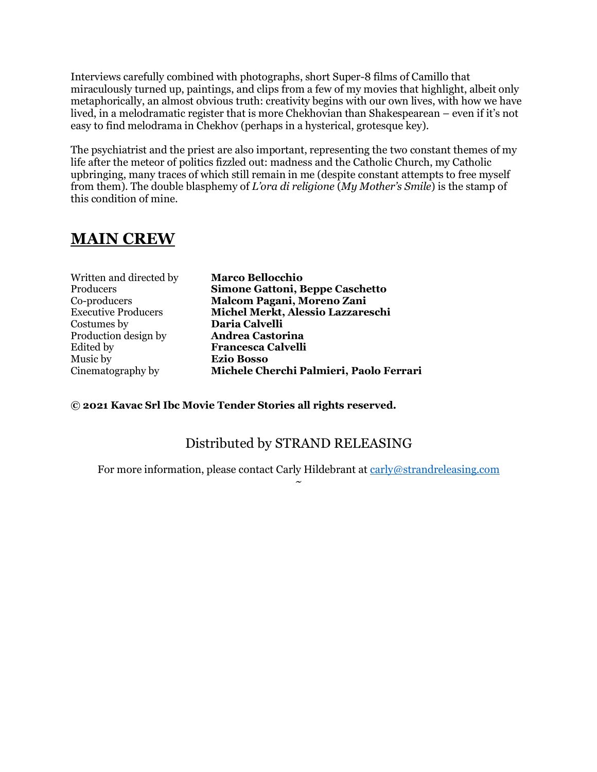Interviews carefully combined with photographs, short Super-8 films of Camillo that miraculously turned up, paintings, and clips from a few of my movies that highlight, albeit only metaphorically, an almost obvious truth: creativity begins with our own lives, with how we have lived, in a melodramatic register that is more Chekhovian than Shakespearean – even if it's not easy to find melodrama in Chekhov (perhaps in a hysterical, grotesque key).

The psychiatrist and the priest are also important, representing the two constant themes of my life after the meteor of politics fizzled out: madness and the Catholic Church, my Catholic upbringing, many traces of which still remain in me (despite constant attempts to free myself from them). The double blasphemy of *L'ora di religione* (*My Mother's Smile*) is the stamp of this condition of mine.

# MAIN CREW

| | |
|---|---|
| Written and directed by | **Marco Bellocchio** |
| Producers | **Simone Gattoni, Beppe Caschetto** |
| Co-producers | **Malcom Pagani, Moreno Zani** |
| Executive Producers | **Michel Merkt, Alessio Lazzareschi** |
| Costumes by | **Daria Calvelli** |
| Production design by | **Andrea Castorina** |
| Edited by | **Francesca Calvelli** |
| Music by | **Ezio Bosso** |
| Cinematography by | **Michele Cherchi Palmieri, Paolo Ferrari** |

**© 2021 Kavac Srl Ibc Movie Tender Stories all rights reserved.**

Distributed by STRAND RELEASING

For more information, please contact Carly Hildebrant at carly@strandreleasing.com

~